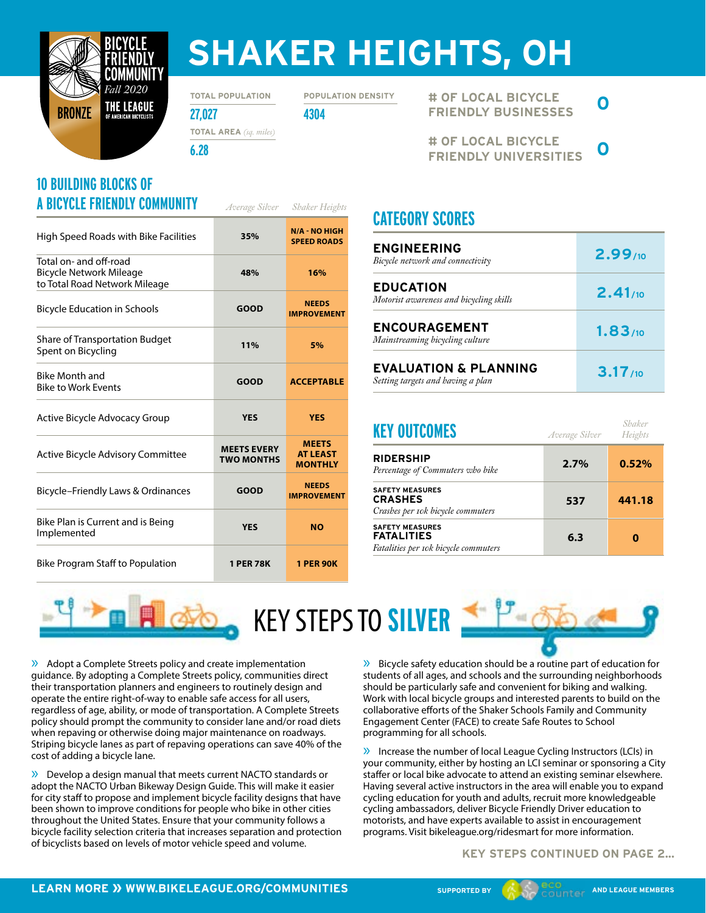BICYCLE FRIENDLY COMMUNITY
*Fall 2020*
BRONZE
THE LEAGUE OF AMERICAN BICYCLISTS

# SHAKER HEIGHTS, OH

| TOTAL POPULATION | POPULATION DENSITY |
|---|---|
| 27,027 | 4304 |

**TOTAL AREA** *(sq. miles)*: 6.28

**# OF LOCAL BICYCLE FRIENDLY BUSINESSES**: 0

**# OF LOCAL BICYCLE FRIENDLY UNIVERSITIES**: 0

## 10 BUILDING BLOCKS OF A BICYCLE FRIENDLY COMMUNITY

| | *Average Silver* | *Shaker Heights* |
|---|---|---|
| High Speed Roads with Bike Facilities | 35% | N/A - NO HIGH SPEED ROADS |
| Total on- and off-road Bicycle Network Mileage to Total Road Network Mileage | 48% | 16% |
| Bicycle Education in Schools | GOOD | NEEDS IMPROVEMENT |
| Share of Transportation Budget Spent on Bicycling | 11% | 5% |
| Bike Month and Bike to Work Events | GOOD | ACCEPTABLE |
| Active Bicycle Advocacy Group | YES | YES |
| Active Bicycle Advisory Committee | MEETS EVERY TWO MONTHS | MEETS AT LEAST MONTHLY |
| Bicycle–Friendly Laws & Ordinances | GOOD | NEEDS IMPROVEMENT |
| Bike Plan is Current and is Being Implemented | YES | NO |
| Bike Program Staff to Population | 1 PER 78K | 1 PER 90K |

## CATEGORY SCORES

| Category | Score |
|---|---|
| **ENGINEERING** *Bicycle network and connectivity* | 2.99/10 |
| **EDUCATION** *Motorist awareness and bicycling skills* | 2.41/10 |
| **ENCOURAGEMENT** *Mainstreaming bicycling culture* | 1.83/10 |
| **EVALUATION & PLANNING** *Setting targets and having a plan* | 3.17/10 |

## KEY OUTCOMES

| | *Average Silver* | *Shaker Heights* |
|---|---|---|
| **RIDERSHIP** *Percentage of Commuters who bike* | 2.7% | 0.52% |
| SAFETY MEASURES **CRASHES** *Crashes per 10k bicycle commuters* | 537 | 441.18 |
| SAFETY MEASURES **FATALITIES** *Fatalities per 10k bicycle commuters* | 6.3 | 0 |

## KEY STEPS TO SILVER

» Adopt a Complete Streets policy and create implementation guidance. By adopting a Complete Streets policy, communities direct their transportation planners and engineers to routinely design and operate the entire right-of-way to enable safe access for all users, regardless of age, ability, or mode of transportation. A Complete Streets policy should prompt the community to consider lane and/or road diets when repaving or otherwise doing major maintenance on roadways. Striping bicycle lanes as part of repaving operations can save 40% of the cost of adding a bicycle lane.

» Develop a design manual that meets current NACTO standards or adopt the NACTO Urban Bikeway Design Guide. This will make it easier for city staff to propose and implement bicycle facility designs that have been shown to improve conditions for people who bike in other cities throughout the United States. Ensure that your community follows a bicycle facility selection criteria that increases separation and protection of bicyclists based on levels of motor vehicle speed and volume.

» Bicycle safety education should be a routine part of education for students of all ages, and schools and the surrounding neighborhoods should be particularly safe and convenient for biking and walking. Work with local bicycle groups and interested parents to build on the collaborative efforts of the Shaker Schools Family and Community Engagement Center (FACE) to create Safe Routes to School programming for all schools.

» Increase the number of local League Cycling Instructors (LCIs) in your community, either by hosting an LCI seminar or sponsoring a City staffer or local bike advocate to attend an existing seminar elsewhere. Having several active instructors in the area will enable you to expand cycling education for youth and adults, recruit more knowledgeable cycling ambassadors, deliver Bicycle Friendly Driver education to motorists, and have experts available to assist in encouragement programs. Visit bikeleague.org/ridesmart for more information.

**KEY STEPS CONTINUED ON PAGE 2...**

**LEARN MORE » WWW.BIKELEAGUE.ORG/COMMUNITIES**

SUPPORTED BY eco counter AND LEAGUE MEMBERS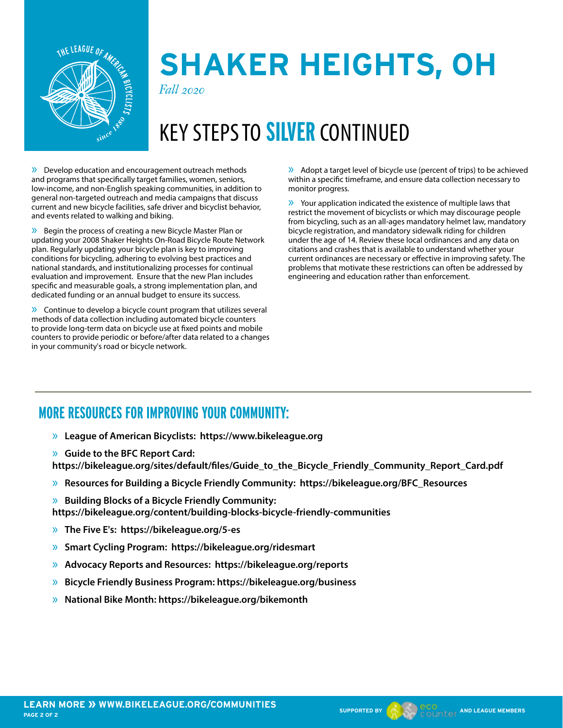# SHAKER HEIGHTS, OH

*Fall 2020*

## KEY STEPS TO SILVER CONTINUED

» Develop education and encouragement outreach methods and programs that specifically target families, women, seniors, low-income, and non-English speaking communities, in addition to general non-targeted outreach and media campaigns that discuss current and new bicycle facilities, safe driver and bicyclist behavior, and events related to walking and biking.

» Begin the process of creating a new Bicycle Master Plan or updating your 2008 Shaker Heights On-Road Bicycle Route Network plan. Regularly updating your bicycle plan is key to improving conditions for bicycling, adhering to evolving best practices and national standards, and institutionalizing processes for continual evaluation and improvement. Ensure that the new Plan includes specific and measurable goals, a strong implementation plan, and dedicated funding or an annual budget to ensure its success.

» Continue to develop a bicycle count program that utilizes several methods of data collection including automated bicycle counters to provide long-term data on bicycle use at fixed points and mobile counters to provide periodic or before/after data related to a changes in your community's road or bicycle network.

» Adopt a target level of bicycle use (percent of trips) to be achieved within a specific timeframe, and ensure data collection necessary to monitor progress.

» Your application indicated the existence of multiple laws that restrict the movement of bicyclists or which may discourage people from bicycling, such as an all-ages mandatory helmet law, mandatory bicycle registration, and mandatory sidewalk riding for children under the age of 14. Review these local ordinances and any data on citations and crashes that is available to understand whether your current ordinances are necessary or effective in improving safety. The problems that motivate these restrictions can often be addressed by engineering and education rather than enforcement.

## MORE RESOURCES FOR IMPROVING YOUR COMMUNITY:

» **League of American Bicyclists: https://www.bikeleague.org**

» **Guide to the BFC Report Card: https://bikeleague.org/sites/default/files/Guide_to_the_Bicycle_Friendly_Community_Report_Card.pdf**

» **Resources for Building a Bicycle Friendly Community: https://bikeleague.org/BFC_Resources**

» **Building Blocks of a Bicycle Friendly Community: https://bikeleague.org/content/building-blocks-bicycle-friendly-communities**

» **The Five E's: https://bikeleague.org/5-es**

» **Smart Cycling Program: https://bikeleague.org/ridesmart**

» **Advocacy Reports and Resources: https://bikeleague.org/reports**

» **Bicycle Friendly Business Program: https://bikeleague.org/business**

» **National Bike Month: https://bikeleague.org/bikemonth**

**LEARN MORE » WWW.BIKELEAGUE.ORG/COMMUNITIES**

SUPPORTED BY eco counter AND LEAGUE MEMBERS